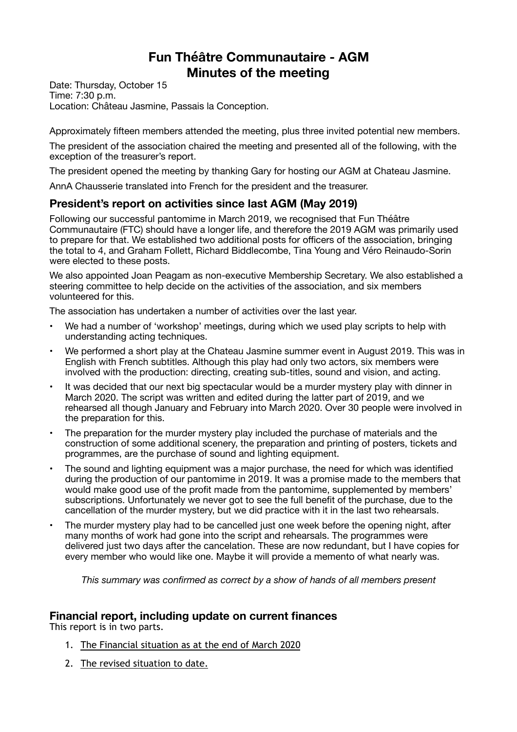# Fun Théâtre Communautaire - AGM
# Minutes of the meeting

Date: Thursday, October 15
Time: 7:30 p.m.
Location: Château Jasmine, Passais la Conception.

Approximately fifteen members attended the meeting, plus three invited potential new members.

The president of the association chaired the meeting and presented all of the following, with the exception of the treasurer's report.

The president opened the meeting by thanking Gary for hosting our AGM at Chateau Jasmine.

AnnA Chausserie translated into French for the president and the treasurer.

## President's report on activities since last AGM (May 2019)

Following our successful pantomime in March 2019, we recognised that Fun Théâtre Communautaire (FTC) should have a longer life, and therefore the 2019 AGM was primarily used to prepare for that. We established two additional posts for officers of the association, bringing the total to 4, and Graham Follett, Richard Biddlecombe, Tina Young and Véro Reinaudo-Sorin were elected to these posts.

We also appointed Joan Peagam as non-executive Membership Secretary. We also established a steering committee to help decide on the activities of the association, and six members volunteered for this.

The association has undertaken a number of activities over the last year.

- We had a number of 'workshop' meetings, during which we used play scripts to help with understanding acting techniques.
- We performed a short play at the Chateau Jasmine summer event in August 2019. This was in English with French subtitles. Although this play had only two actors, six members were involved with the production: directing, creating sub-titles, sound and vision, and acting.
- It was decided that our next big spectacular would be a murder mystery play with dinner in March 2020. The script was written and edited during the latter part of 2019, and we rehearsed all though January and February into March 2020. Over 30 people were involved in the preparation for this.
- The preparation for the murder mystery play included the purchase of materials and the construction of some additional scenery, the preparation and printing of posters, tickets and programmes, are the purchase of sound and lighting equipment.
- The sound and lighting equipment was a major purchase, the need for which was identified during the production of our pantomime in 2019. It was a promise made to the members that would make good use of the profit made from the pantomime, supplemented by members' subscriptions. Unfortunately we never got to see the full benefit of the purchase, due to the cancellation of the murder mystery, but we did practice with it in the last two rehearsals.
- The murder mystery play had to be cancelled just one week before the opening night, after many months of work had gone into the script and rehearsals. The programmes were delivered just two days after the cancelation. These are now redundant, but I have copies for every member who would like one. Maybe it will provide a memento of what nearly was.

*This summary was confirmed as correct by a show of hands of all members present*

## Financial report, including update on current finances

This report is in two parts.

1. The Financial situation as at the end of March 2020
2. The revised situation to date.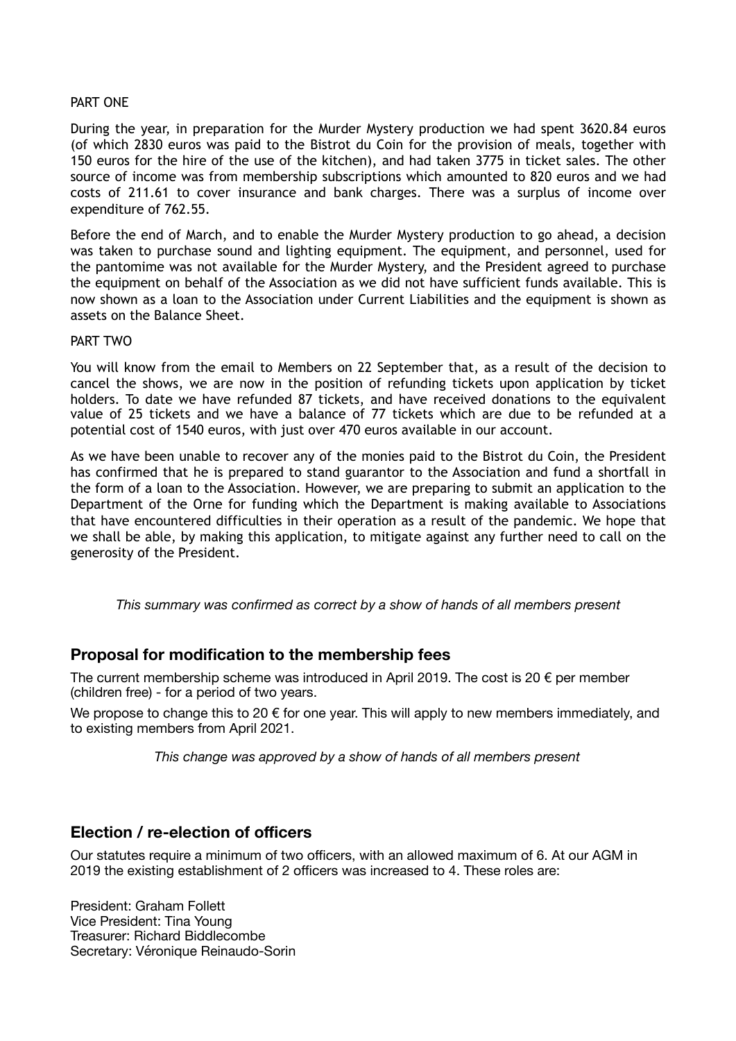PART ONE

During the year, in preparation for the Murder Mystery production we had spent 3620.84 euros (of which 2830 euros was paid to the Bistrot du Coin for the provision of meals, together with 150 euros for the hire of the use of the kitchen), and had taken 3775 in ticket sales. The other source of income was from membership subscriptions which amounted to 820 euros and we had costs of 211.61 to cover insurance and bank charges. There was a surplus of income over expenditure of 762.55.

Before the end of March, and to enable the Murder Mystery production to go ahead, a decision was taken to purchase sound and lighting equipment. The equipment, and personnel, used for the pantomime was not available for the Murder Mystery, and the President agreed to purchase the equipment on behalf of the Association as we did not have sufficient funds available. This is now shown as a loan to the Association under Current Liabilities and the equipment is shown as assets on the Balance Sheet.

PART TWO

You will know from the email to Members on 22 September that, as a result of the decision to cancel the shows, we are now in the position of refunding tickets upon application by ticket holders. To date we have refunded 87 tickets, and have received donations to the equivalent value of 25 tickets and we have a balance of 77 tickets which are due to be refunded at a potential cost of 1540 euros, with just over 470 euros available in our account.

As we have been unable to recover any of the monies paid to the Bistrot du Coin, the President has confirmed that he is prepared to stand guarantor to the Association and fund a shortfall in the form of a loan to the Association. However, we are preparing to submit an application to the Department of the Orne for funding which the Department is making available to Associations that have encountered difficulties in their operation as a result of the pandemic. We hope that we shall be able, by making this application, to mitigate against any further need to call on the generosity of the President.

*This summary was confirmed as correct by a show of hands of all members present*

## Proposal for modification to the membership fees

The current membership scheme was introduced in April 2019. The cost is 20 € per member (children free) - for a period of two years.

We propose to change this to 20 € for one year. This will apply to new members immediately, and to existing members from April 2021.

*This change was approved by a show of hands of all members present*

## Election / re-election of officers

Our statutes require a minimum of two officers, with an allowed maximum of 6. At our AGM in 2019 the existing establishment of 2 officers was increased to 4. These roles are:

President: Graham Follett
Vice President: Tina Young
Treasurer: Richard Biddlecombe
Secretary: Véronique Reinaudo-Sorin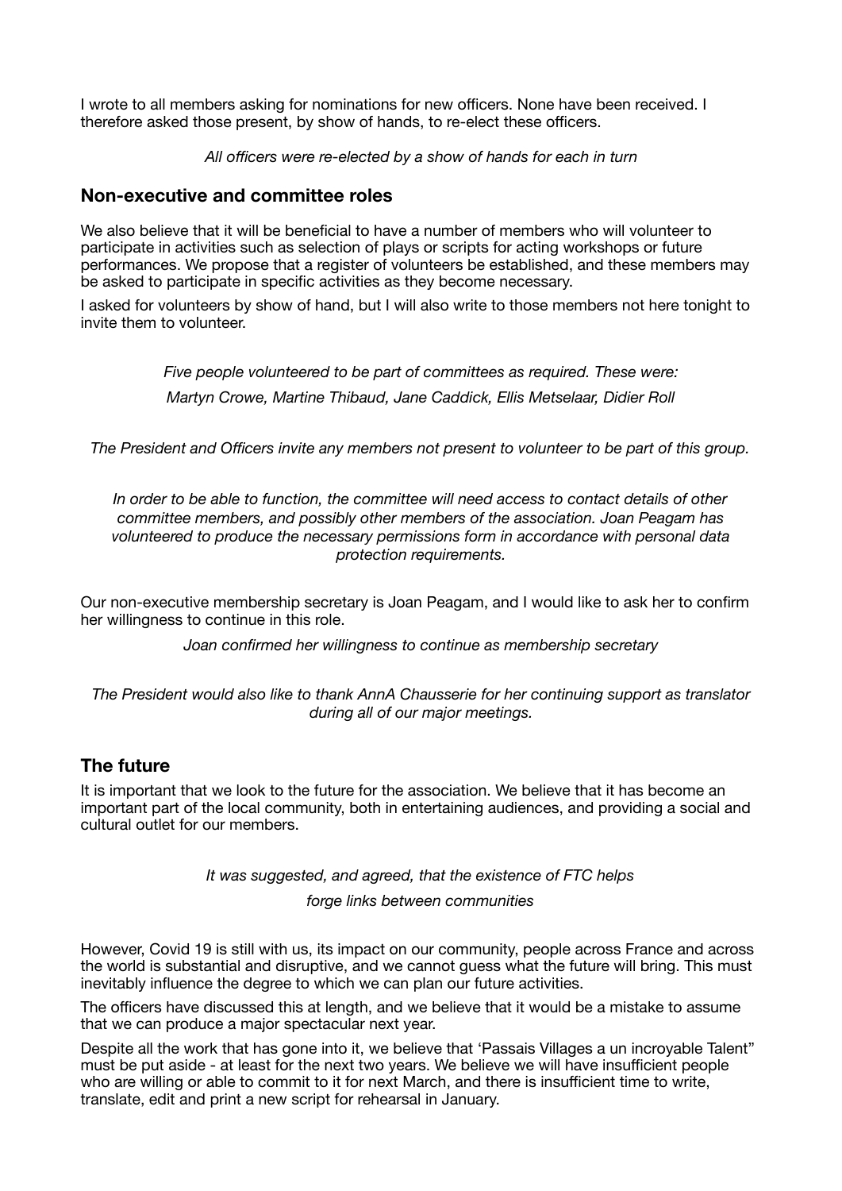I wrote to all members asking for nominations for new officers. None have been received. I therefore asked those present, by show of hands, to re-elect these officers.

*All officers were re-elected by a show of hands for each in turn*

## Non-executive and committee roles

We also believe that it will be beneficial to have a number of members who will volunteer to participate in activities such as selection of plays or scripts for acting workshops or future performances. We propose that a register of volunteers be established, and these members may be asked to participate in specific activities as they become necessary.

I asked for volunteers by show of hand, but I will also write to those members not here tonight to invite them to volunteer.

*Five people volunteered to be part of committees as required. These were:*

*Martyn Crowe, Martine Thibaud, Jane Caddick, Ellis Metselaar, Didier Roll*

*The President and Officers invite any members not present to volunteer to be part of this group.*

*In order to be able to function, the committee will need access to contact details of other committee members, and possibly other members of the association. Joan Peagam has volunteered to produce the necessary permissions form in accordance with personal data protection requirements.*

Our non-executive membership secretary is Joan Peagam, and I would like to ask her to confirm her willingness to continue in this role.

*Joan confirmed her willingness to continue as membership secretary*

*The President would also like to thank AnnA Chausserie for her continuing support as translator during all of our major meetings.*

## The future

It is important that we look to the future for the association. We believe that it has become an important part of the local community, both in entertaining audiences, and providing a social and cultural outlet for our members.

*It was suggested, and agreed, that the existence of FTC helps forge links between communities*

However, Covid 19 is still with us, its impact on our community, people across France and across the world is substantial and disruptive, and we cannot guess what the future will bring. This must inevitably influence the degree to which we can plan our future activities.

The officers have discussed this at length, and we believe that it would be a mistake to assume that we can produce a major spectacular next year.

Despite all the work that has gone into it, we believe that 'Passais Villages a un incroyable Talent" must be put aside - at least for the next two years. We believe we will have insufficient people who are willing or able to commit to it for next March, and there is insufficient time to write, translate, edit and print a new script for rehearsal in January.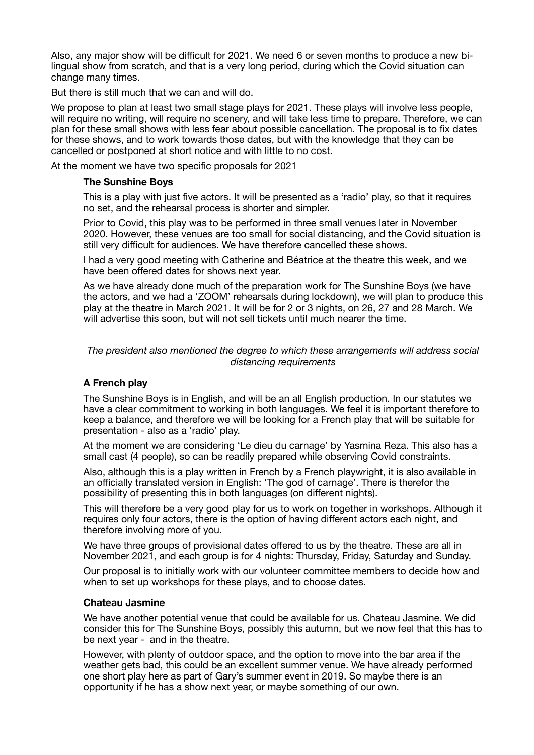Also, any major show will be difficult for 2021. We need 6 or seven months to produce a new bi-lingual show from scratch, and that is a very long period, during which the Covid situation can change many times.

But there is still much that we can and will do.

We propose to plan at least two small stage plays for 2021. These plays will involve less people, will require no writing, will require no scenery, and will take less time to prepare. Therefore, we can plan for these small shows with less fear about possible cancellation. The proposal is to fix dates for these shows, and to work towards those dates, but with the knowledge that they can be cancelled or postponed at short notice and with little to no cost.

At the moment we have two specific proposals for 2021

**The Sunshine Boys**

This is a play with just five actors. It will be presented as a 'radio' play, so that it requires no set, and the rehearsal process is shorter and simpler.

Prior to Covid, this play was to be performed in three small venues later in November 2020. However, these venues are too small for social distancing, and the Covid situation is still very difficult for audiences. We have therefore cancelled these shows.

I had a very good meeting with Catherine and Béatrice at the theatre this week, and we have been offered dates for shows next year.

As we have already done much of the preparation work for The Sunshine Boys (we have the actors, and we had a 'ZOOM' rehearsals during lockdown), we will plan to produce this play at the theatre in March 2021. It will be for 2 or 3 nights, on 26, 27 and 28 March. We will advertise this soon, but will not sell tickets until much nearer the time.

*The president also mentioned the degree to which these arrangements will address social distancing requirements*

**A French play**

The Sunshine Boys is in English, and will be an all English production. In our statutes we have a clear commitment to working in both languages. We feel it is important therefore to keep a balance, and therefore we will be looking for a French play that will be suitable for presentation - also as a 'radio' play.

At the moment we are considering 'Le dieu du carnage' by Yasmina Reza. This also has a small cast (4 people), so can be readily prepared while observing Covid constraints.

Also, although this is a play written in French by a French playwright, it is also available in an officially translated version in English: 'The god of carnage'. There is therefor the possibility of presenting this in both languages (on different nights).

This will therefore be a very good play for us to work on together in workshops. Although it requires only four actors, there is the option of having different actors each night, and therefore involving more of you.

We have three groups of provisional dates offered to us by the theatre. These are all in November 2021, and each group is for 4 nights: Thursday, Friday, Saturday and Sunday.

Our proposal is to initially work with our volunteer committee members to decide how and when to set up workshops for these plays, and to choose dates.

**Chateau Jasmine**

We have another potential venue that could be available for us. Chateau Jasmine. We did consider this for The Sunshine Boys, possibly this autumn, but we now feel that this has to be next year - and in the theatre.

However, with plenty of outdoor space, and the option to move into the bar area if the weather gets bad, this could be an excellent summer venue. We have already performed one short play here as part of Gary's summer event in 2019. So maybe there is an opportunity if he has a show next year, or maybe something of our own.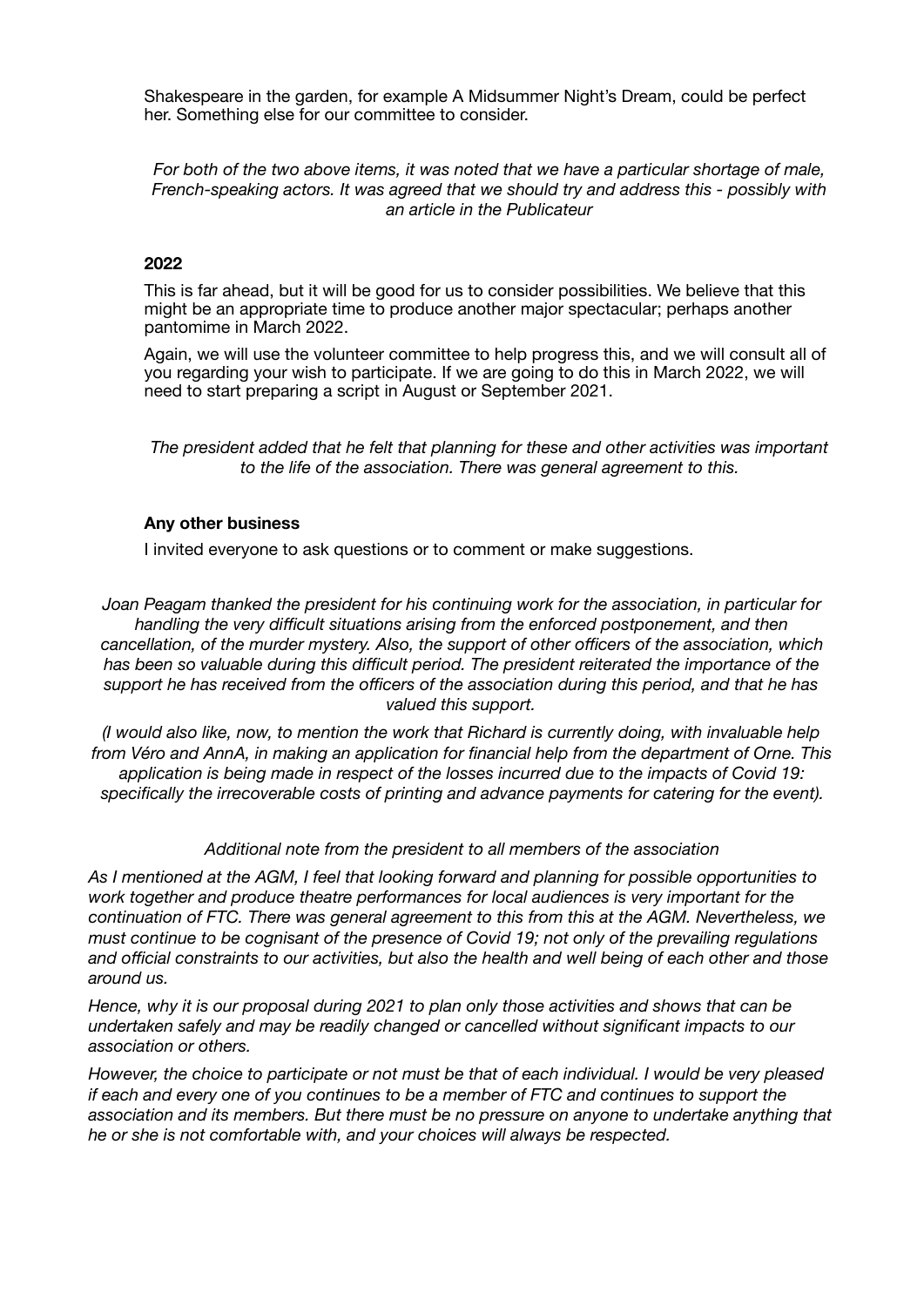Shakespeare in the garden, for example A Midsummer Night's Dream, could be perfect her. Something else for our committee to consider.

*For both of the two above items, it was noted that we have a particular shortage of male, French-speaking actors. It was agreed that we should try and address this - possibly with an article in the Publicateur*

**2022**

This is far ahead, but it will be good for us to consider possibilities. We believe that this might be an appropriate time to produce another major spectacular; perhaps another pantomime in March 2022.

Again, we will use the volunteer committee to help progress this, and we will consult all of you regarding your wish to participate. If we are going to do this in March 2022, we will need to start preparing a script in August or September 2021.

*The president added that he felt that planning for these and other activities was important to the life of the association. There was general agreement to this.*

**Any other business**

I invited everyone to ask questions or to comment or make suggestions.

*Joan Peagam thanked the president for his continuing work for the association, in particular for handling the very difficult situations arising from the enforced postponement, and then cancellation, of the murder mystery. Also, the support of other officers of the association, which has been so valuable during this difficult period. The president reiterated the importance of the support he has received from the officers of the association during this period, and that he has valued this support.*

*(I would also like, now, to mention the work that Richard is currently doing, with invaluable help from Véro and AnnA, in making an application for financial help from the department of Orne. This application is being made in respect of the losses incurred due to the impacts of Covid 19: specifically the irrecoverable costs of printing and advance payments for catering for the event).*

*Additional note from the president to all members of the association*

*As I mentioned at the AGM, I feel that looking forward and planning for possible opportunities to work together and produce theatre performances for local audiences is very important for the continuation of FTC. There was general agreement to this from this at the AGM. Nevertheless, we must continue to be cognisant of the presence of Covid 19; not only of the prevailing regulations and official constraints to our activities, but also the health and well being of each other and those around us.*

*Hence, why it is our proposal during 2021 to plan only those activities and shows that can be undertaken safely and may be readily changed or cancelled without significant impacts to our association or others.*

*However, the choice to participate or not must be that of each individual. I would be very pleased if each and every one of you continues to be a member of FTC and continues to support the association and its members. But there must be no pressure on anyone to undertake anything that he or she is not comfortable with, and your choices will always be respected.*